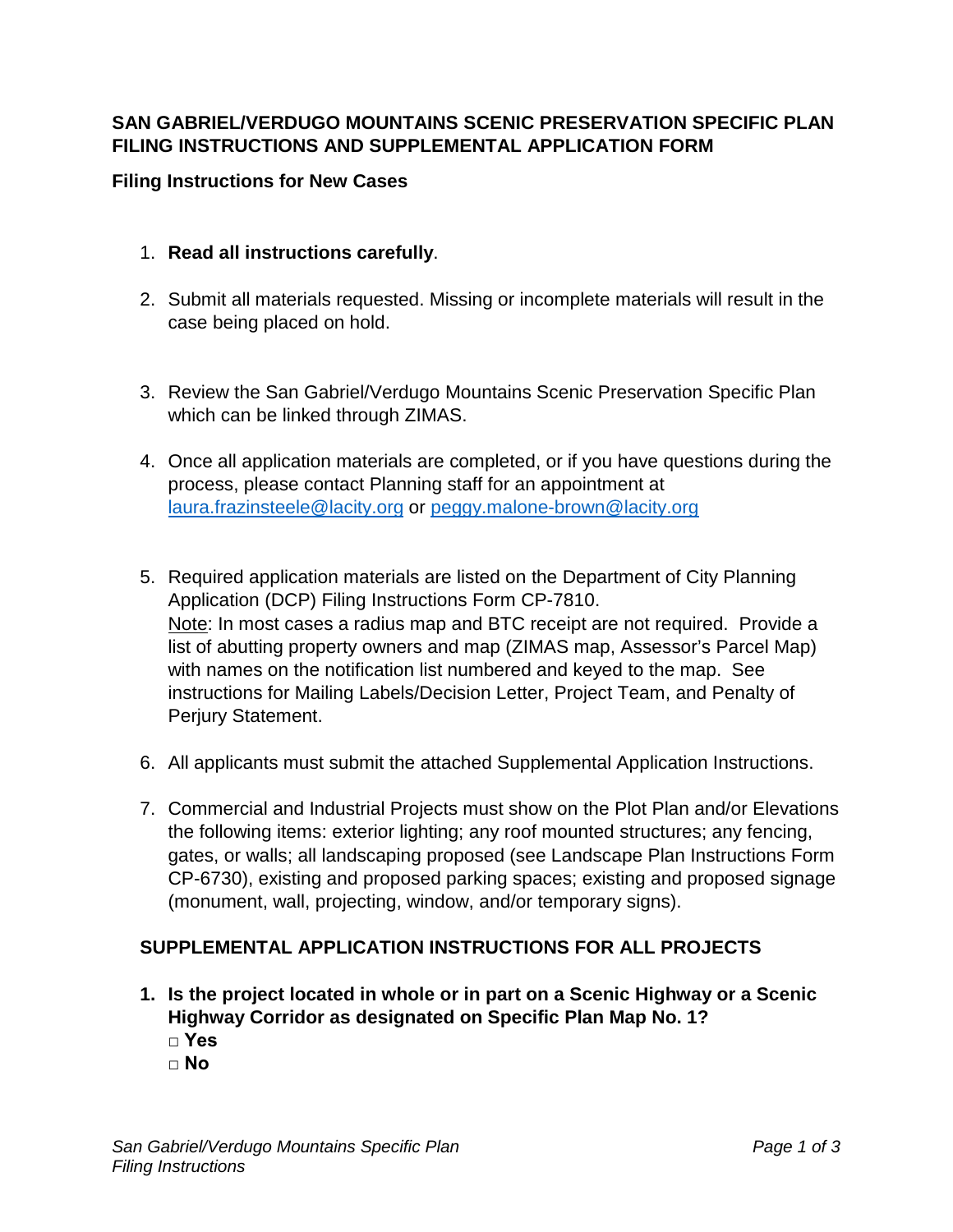# SAN GABRIEL/VERDUGO MOUNTAINS SCENIC PRESERVATION SPECIFIC PLAN FILING INSTRUCTIONS AND SUPPLEMENTAL APPLICATION FORM

## Filing Instructions for New Cases

1. **Read all instructions carefully**.

2. Submit all materials requested. Missing or incomplete materials will result in the case being placed on hold.

3. Review the San Gabriel/Verdugo Mountains Scenic Preservation Specific Plan which can be linked through ZIMAS.

4. Once all application materials are completed, or if you have questions during the process, please contact Planning staff for an appointment at [laura.frazinsteele@lacity.org](mailto:laura.frazinsteele@lacity.org) or [peggy.malone-brown@lacity.org](mailto:peggy.malone-brown@lacity.org)

5. Required application materials are listed on the Department of City Planning Application (DCP) Filing Instructions Form CP-7810.
   Note: In most cases a radius map and BTC receipt are not required. Provide a list of abutting property owners and map (ZIMAS map, Assessor's Parcel Map) with names on the notification list numbered and keyed to the map. See instructions for Mailing Labels/Decision Letter, Project Team, and Penalty of Perjury Statement.

6. All applicants must submit the attached Supplemental Application Instructions.

7. Commercial and Industrial Projects must show on the Plot Plan and/or Elevations the following items: exterior lighting; any roof mounted structures; any fencing, gates, or walls; all landscaping proposed (see Landscape Plan Instructions Form CP-6730), existing and proposed parking spaces; existing and proposed signage (monument, wall, projecting, window, and/or temporary signs).

## SUPPLEMENTAL APPLICATION INSTRUCTIONS FOR ALL PROJECTS

1. **Is the project located in whole or in part on a Scenic Highway or a Scenic Highway Corridor as designated on Specific Plan Map No. 1?**
   **□ Yes**
   **□ No**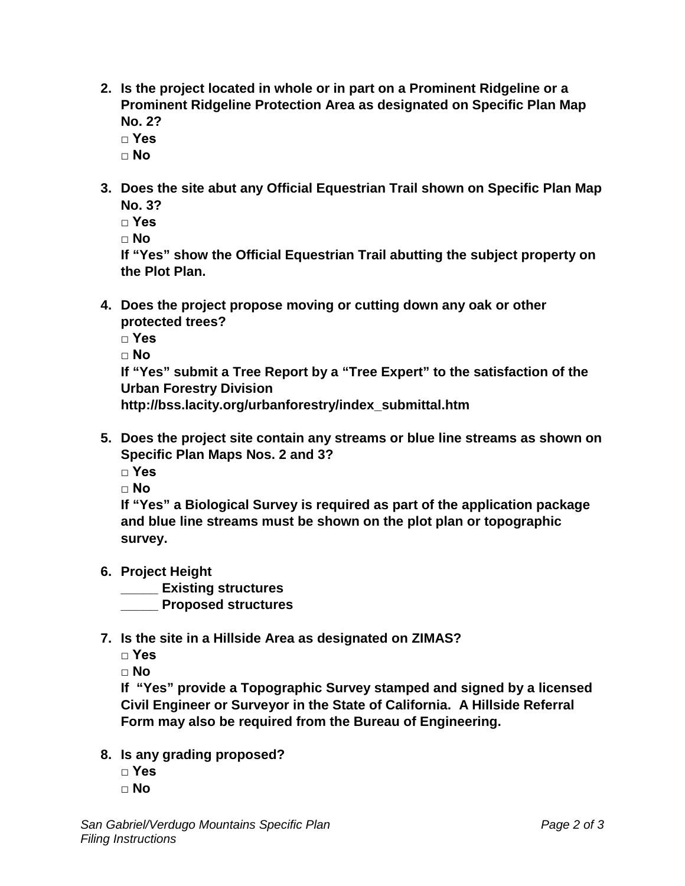2. **Is the project located in whole or in part on a Prominent Ridgeline or a Prominent Ridgeline Protection Area as designated on Specific Plan Map No. 2?**
   **□ Yes**
   **□ No**

3. **Does the site abut any Official Equestrian Trail shown on Specific Plan Map No. 3?**
   **□ Yes**
   **□ No**
   **If "Yes" show the Official Equestrian Trail abutting the subject property on the Plot Plan.**

4. **Does the project propose moving or cutting down any oak or other protected trees?**
   **□ Yes**
   **□ No**
   **If "Yes" submit a Tree Report by a "Tree Expert" to the satisfaction of the Urban Forestry Division**
   **http://bss.lacity.org/urbanforestry/index_submittal.htm**

5. **Does the project site contain any streams or blue line streams as shown on Specific Plan Maps Nos. 2 and 3?**
   **□ Yes**
   **□ No**
   **If "Yes" a Biological Survey is required as part of the application package and blue line streams must be shown on the plot plan or topographic survey.**

6. **Project Height**
   **_____ Existing structures**
   **_____ Proposed structures**

7. **Is the site in a Hillside Area as designated on ZIMAS?**
   **□ Yes**
   **□ No**
   **If "Yes" provide a Topographic Survey stamped and signed by a licensed Civil Engineer or Surveyor in the State of California. A Hillside Referral Form may also be required from the Bureau of Engineering.**

8. **Is any grading proposed?**
   **□ Yes**
   **□ No**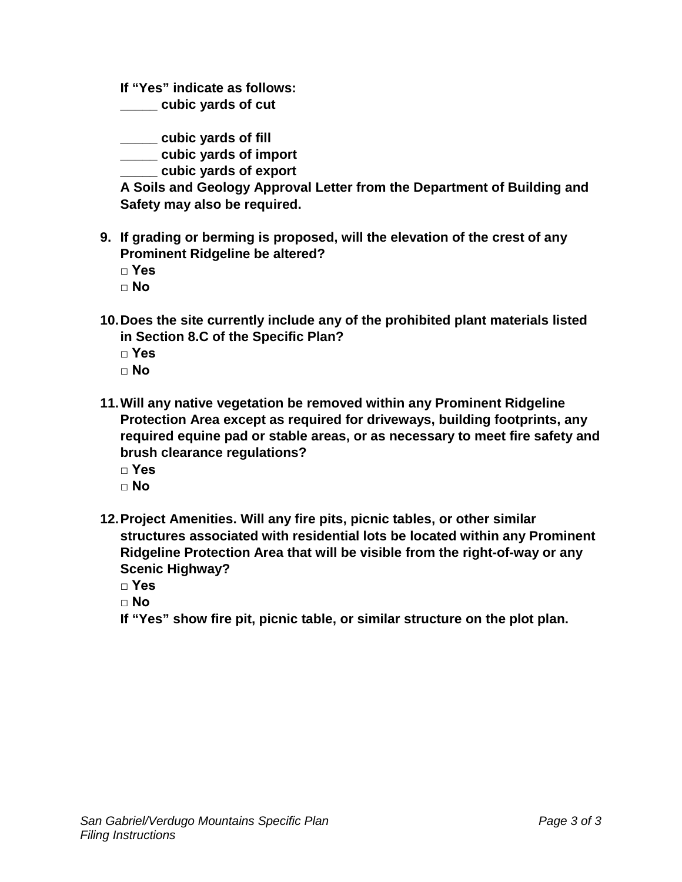**If "Yes" indicate as follows:**
**_____ cubic yards of cut**

**_____ cubic yards of fill**
**_____ cubic yards of import**
**_____ cubic yards of export**
**A Soils and Geology Approval Letter from the Department of Building and Safety may also be required.**

9. **If grading or berming is proposed, will the elevation of the crest of any Prominent Ridgeline be altered?**
   □ **Yes**
   □ **No**

10. **Does the site currently include any of the prohibited plant materials listed in Section 8.C of the Specific Plan?**
    □ **Yes**
    □ **No**

11. **Will any native vegetation be removed within any Prominent Ridgeline Protection Area except as required for driveways, building footprints, any required equine pad or stable areas, or as necessary to meet fire safety and brush clearance regulations?**
    □ **Yes**
    □ **No**

12. **Project Amenities. Will any fire pits, picnic tables, or other similar structures associated with residential lots be located within any Prominent Ridgeline Protection Area that will be visible from the right-of-way or any Scenic Highway?**
    □ **Yes**
    □ **No**
    **If "Yes" show fire pit, picnic table, or similar structure on the plot plan.**